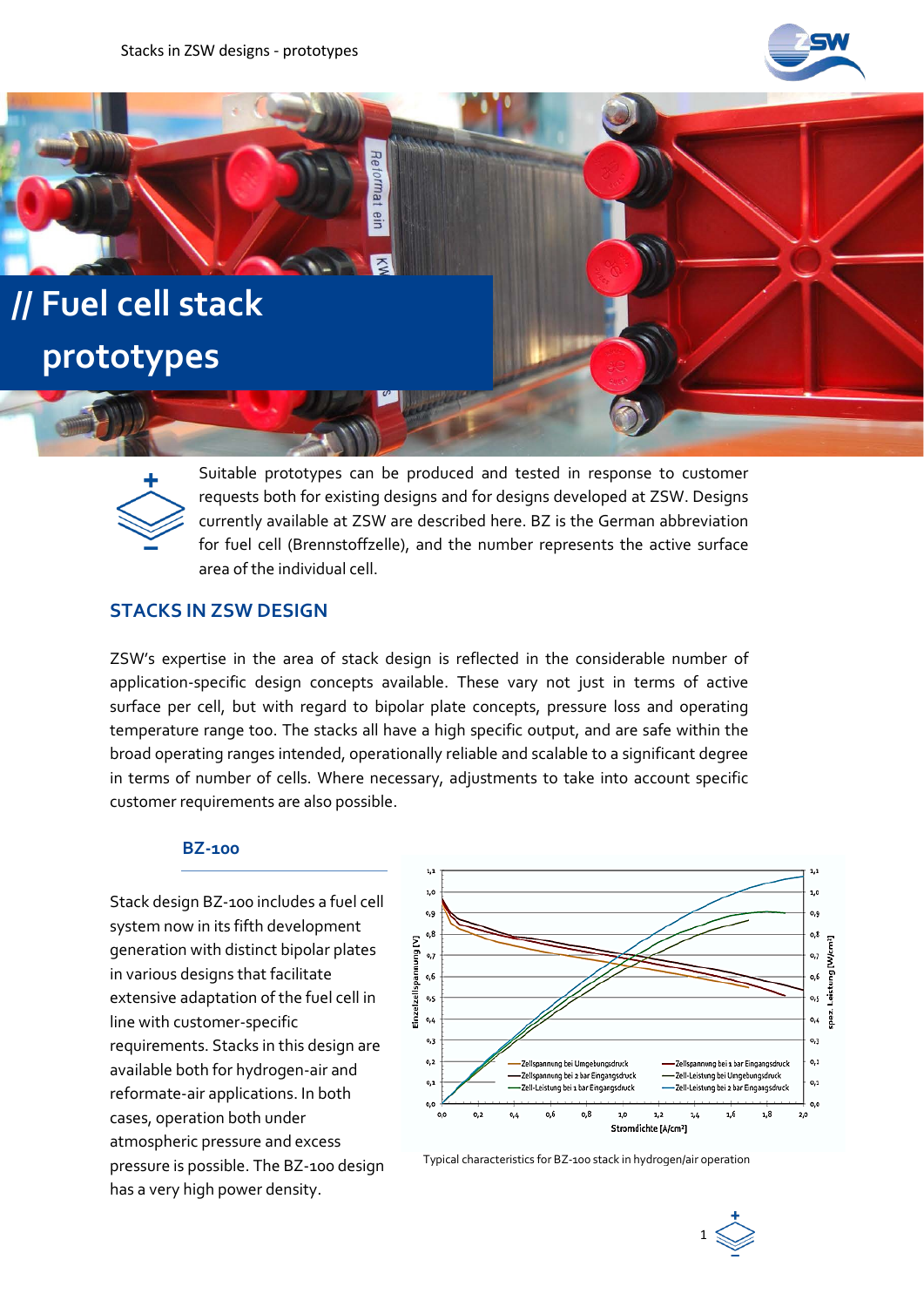# // Fuel cell stack prototypes

Suitable prototypes can be produced and tested in response to customer requests both for existing designs and for designs developed at ZSW. Designs currently available at ZSW are described here. BZ is the German abbreviation for fuel cell (Brennstoffzelle), and the number represents the active surface area of the individual cell.

## STACKS IN ZSW DESIGN

ZSW's expertise in the area of stack design is reflected in the considerable number of application-specific design concepts available. These vary not just in terms of active surface per cell, but with regard to bipolar plate concepts, pressure loss and operating temperature range too. The stacks all have a high specific output, and are safe within the broad operating ranges intended, operationally reliable and scalable to a significant degree in terms of number of cells. Where necessary, adjustments to take into account specific customer requirements are also possible.

### BZ-100

Stack design BZ-100 includes a fuel cell system now in its fifth development generation with distinct bipolar plates in various designs that facilitate extensive adaptation of the fuel cell in line with customer-specific requirements. Stacks in this design are available both for hydrogen-air and reformate-air applications. In both cases, operation both under atmospheric pressure and excess pressure is possible. The BZ-100 design has a very high power density.

Typical characteristics for BZ-100 stack in hydrogen/air operation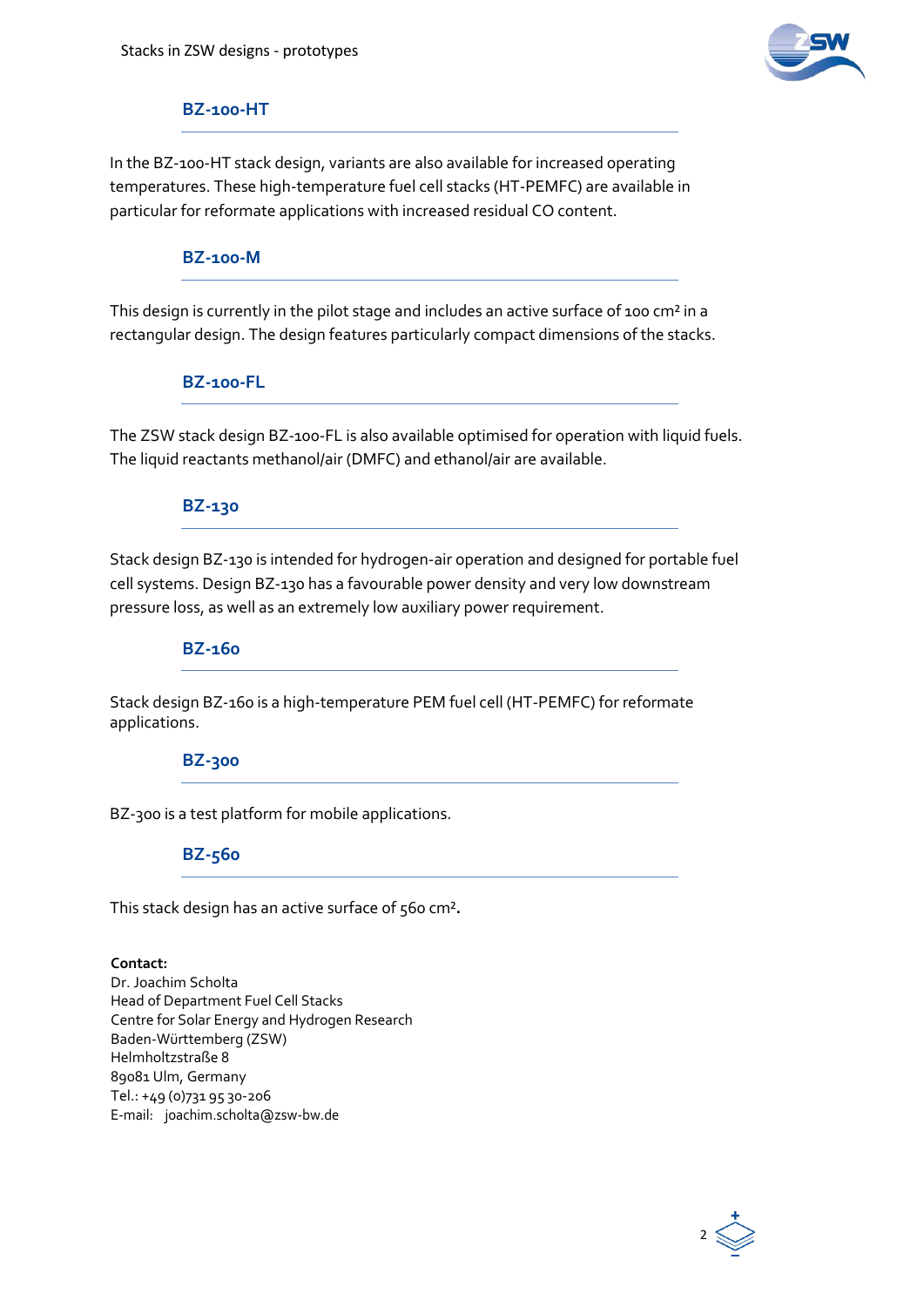## BZ-100-HT

In the BZ-100-HT stack design, variants are also available for increased operating temperatures. These high-temperature fuel cell stacks (HT-PEMFC) are available in particular for reformate applications with increased residual CO content.

## BZ-100-M

This design is currently in the pilot stage and includes an active surface of 100 cm² in a rectangular design. The design features particularly compact dimensions of the stacks.

## BZ-100-FL

The ZSW stack design BZ-100-FL is also available optimised for operation with liquid fuels. The liquid reactants methanol/air (DMFC) and ethanol/air are available.

## BZ-130

Stack design BZ-130 is intended for hydrogen-air operation and designed for portable fuel cell systems. Design BZ-130 has a favourable power density and very low downstream pressure loss, as well as an extremely low auxiliary power requirement.

## BZ-160

Stack design BZ-160 is a high-temperature PEM fuel cell (HT-PEMFC) for reformate applications.

## BZ-300

BZ-300 is a test platform for mobile applications.

## BZ-560

This stack design has an active surface of 560 cm².

**Contact:**
Dr. Joachim Scholta
Head of Department Fuel Cell Stacks
Centre for Solar Energy and Hydrogen Research
Baden-Württemberg (ZSW)
Helmholtzstraße 8
89081 Ulm, Germany
Tel.: +49 (0)731 95 30-206
E-mail: joachim.scholta@zsw-bw.de